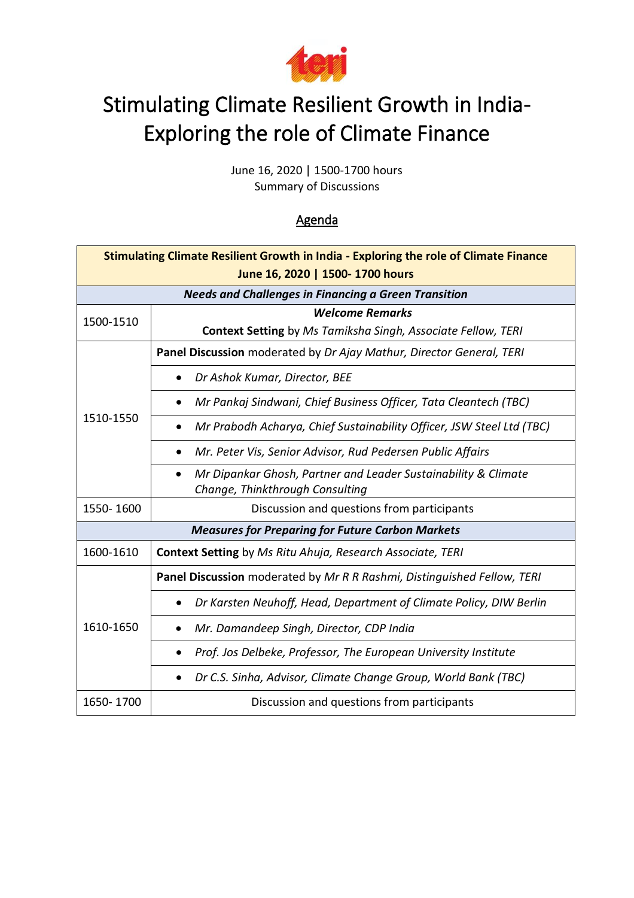# Stimulating Climate Resilient Growth in India- Exploring the role of Climate Finance

June 16, 2020 | 1500-1700 hours
Summary of Discussions

## Agenda

| **Stimulating Climate Resilient Growth in India - Exploring the role of Climate Finance June 16, 2020 \| 1500- 1700 hours** | |
|---|---|
| ***Needs and Challenges in Financing a Green Transition*** | |
| 1500-1510 | ***Welcome Remarks*** **Context Setting** by *Ms Tamiksha Singh, Associate Fellow, TERI* |
| 1510-1550 | **Panel Discussion** moderated by *Dr Ajay Mathur, Director General, TERI* |
| | • *Dr Ashok Kumar, Director, BEE* |
| | • *Mr Pankaj Sindwani, Chief Business Officer, Tata Cleantech (TBC)* |
| | • *Mr Prabodh Acharya, Chief Sustainability Officer, JSW Steel Ltd (TBC)* |
| | • *Mr. Peter Vis, Senior Advisor, Rud Pedersen Public Affairs* |
| | • *Mr Dipankar Ghosh, Partner and Leader Sustainability & Climate Change, Thinkthrough Consulting* |
| 1550- 1600 | Discussion and questions from participants |
| ***Measures for Preparing for Future Carbon Markets*** | |
| 1600-1610 | **Context Setting** by *Ms Ritu Ahuja, Research Associate, TERI* |
| 1610-1650 | **Panel Discussion** moderated by *Mr R R Rashmi, Distinguished Fellow, TERI* |
| | • *Dr Karsten Neuhoff, Head, Department of Climate Policy, DIW Berlin* |
| | • *Mr. Damandeep Singh, Director, CDP India* |
| | • *Prof. Jos Delbeke, Professor, The European University Institute* |
| | • *Dr C.S. Sinha, Advisor, Climate Change Group, World Bank (TBC)* |
| 1650- 1700 | Discussion and questions from participants |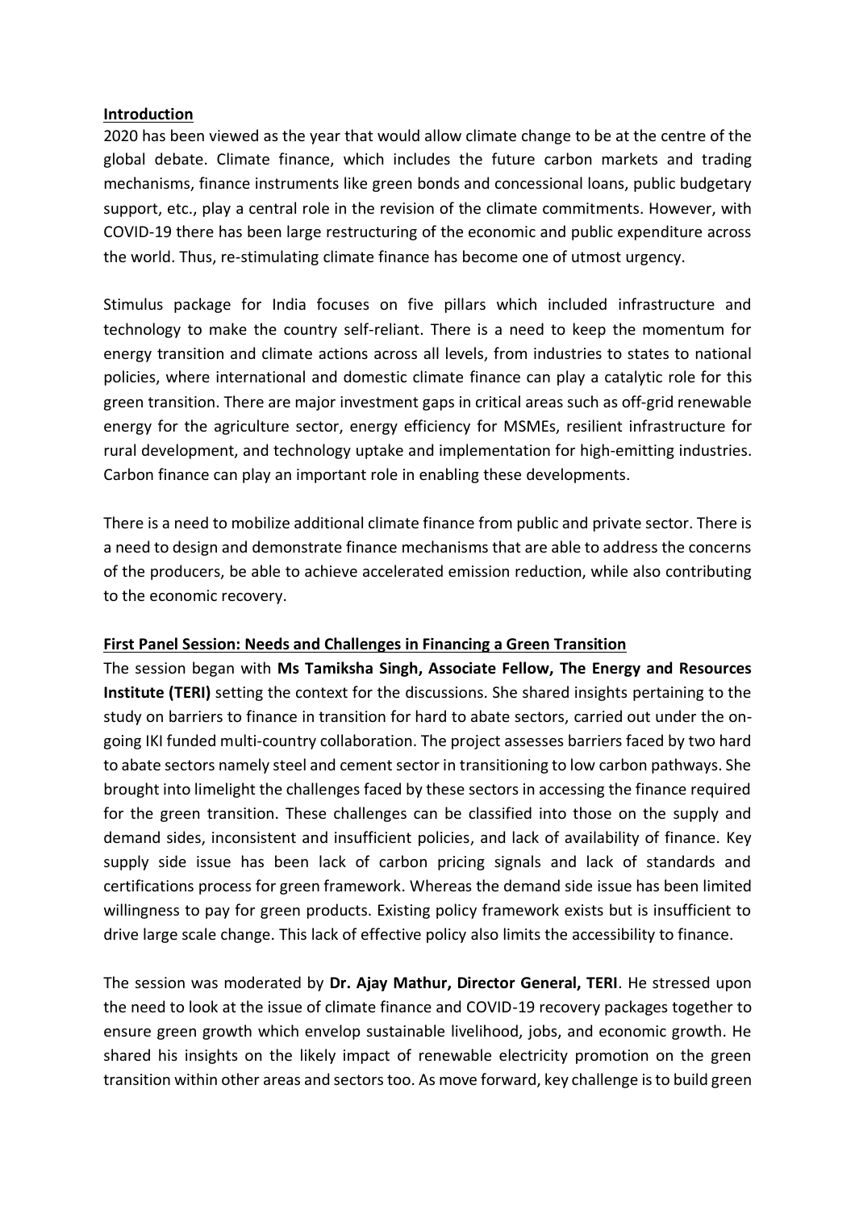**Introduction**

2020 has been viewed as the year that would allow climate change to be at the centre of the global debate. Climate finance, which includes the future carbon markets and trading mechanisms, finance instruments like green bonds and concessional loans, public budgetary support, etc., play a central role in the revision of the climate commitments. However, with COVID-19 there has been large restructuring of the economic and public expenditure across the world. Thus, re-stimulating climate finance has become one of utmost urgency.

Stimulus package for India focuses on five pillars which included infrastructure and technology to make the country self-reliant. There is a need to keep the momentum for energy transition and climate actions across all levels, from industries to states to national policies, where international and domestic climate finance can play a catalytic role for this green transition. There are major investment gaps in critical areas such as off-grid renewable energy for the agriculture sector, energy efficiency for MSMEs, resilient infrastructure for rural development, and technology uptake and implementation for high-emitting industries. Carbon finance can play an important role in enabling these developments.

There is a need to mobilize additional climate finance from public and private sector. There is a need to design and demonstrate finance mechanisms that are able to address the concerns of the producers, be able to achieve accelerated emission reduction, while also contributing to the economic recovery.

**First Panel Session: Needs and Challenges in Financing a Green Transition**

The session began with **Ms Tamiksha Singh, Associate Fellow, The Energy and Resources Institute (TERI)** setting the context for the discussions. She shared insights pertaining to the study on barriers to finance in transition for hard to abate sectors, carried out under the on-going IKI funded multi-country collaboration. The project assesses barriers faced by two hard to abate sectors namely steel and cement sector in transitioning to low carbon pathways. She brought into limelight the challenges faced by these sectors in accessing the finance required for the green transition. These challenges can be classified into those on the supply and demand sides, inconsistent and insufficient policies, and lack of availability of finance. Key supply side issue has been lack of carbon pricing signals and lack of standards and certifications process for green framework. Whereas the demand side issue has been limited willingness to pay for green products. Existing policy framework exists but is insufficient to drive large scale change. This lack of effective policy also limits the accessibility to finance.

The session was moderated by **Dr. Ajay Mathur, Director General, TERI**. He stressed upon the need to look at the issue of climate finance and COVID-19 recovery packages together to ensure green growth which envelop sustainable livelihood, jobs, and economic growth. He shared his insights on the likely impact of renewable electricity promotion on the green transition within other areas and sectors too. As move forward, key challenge is to build green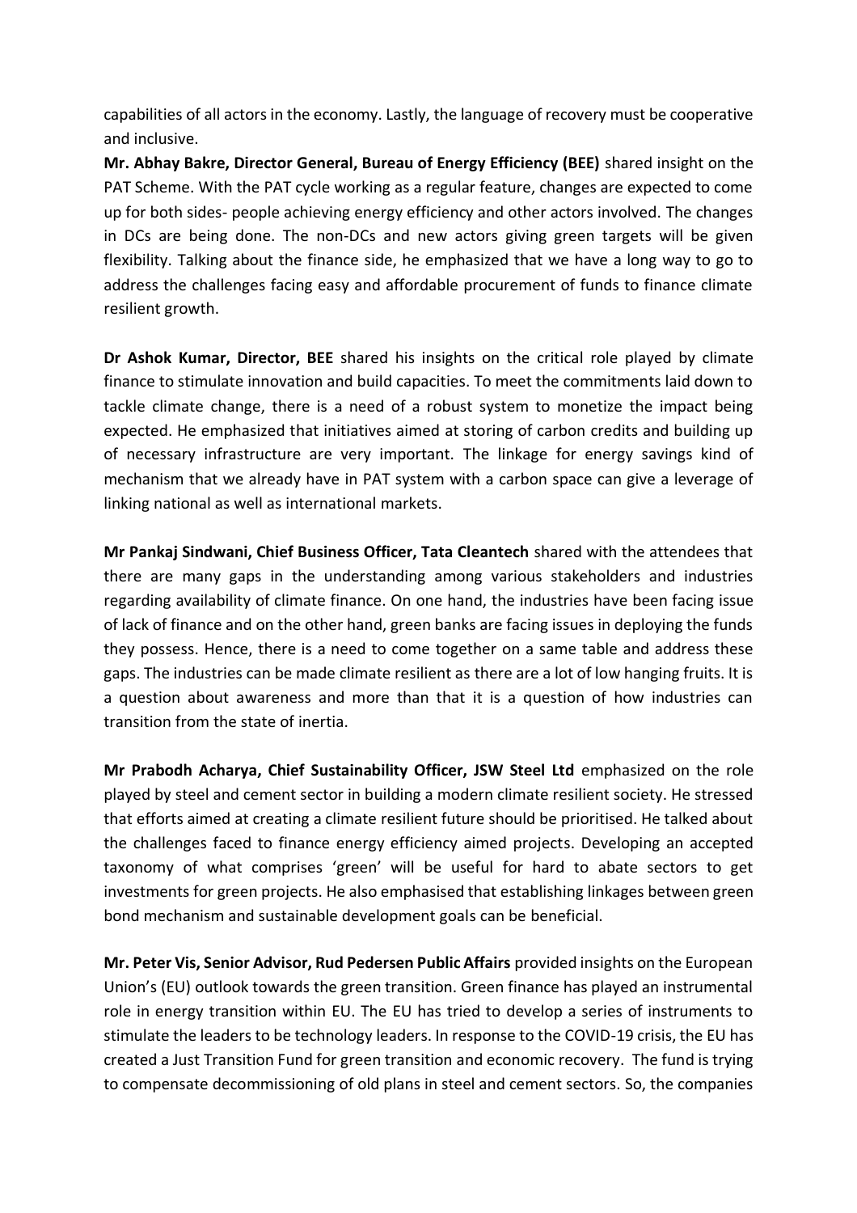capabilities of all actors in the economy. Lastly, the language of recovery must be cooperative and inclusive.

**Mr. Abhay Bakre, Director General, Bureau of Energy Efficiency (BEE)** shared insight on the PAT Scheme. With the PAT cycle working as a regular feature, changes are expected to come up for both sides- people achieving energy efficiency and other actors involved. The changes in DCs are being done. The non-DCs and new actors giving green targets will be given flexibility. Talking about the finance side, he emphasized that we have a long way to go to address the challenges facing easy and affordable procurement of funds to finance climate resilient growth.

**Dr Ashok Kumar, Director, BEE** shared his insights on the critical role played by climate finance to stimulate innovation and build capacities. To meet the commitments laid down to tackle climate change, there is a need of a robust system to monetize the impact being expected. He emphasized that initiatives aimed at storing of carbon credits and building up of necessary infrastructure are very important. The linkage for energy savings kind of mechanism that we already have in PAT system with a carbon space can give a leverage of linking national as well as international markets.

**Mr Pankaj Sindwani, Chief Business Officer, Tata Cleantech** shared with the attendees that there are many gaps in the understanding among various stakeholders and industries regarding availability of climate finance. On one hand, the industries have been facing issue of lack of finance and on the other hand, green banks are facing issues in deploying the funds they possess. Hence, there is a need to come together on a same table and address these gaps. The industries can be made climate resilient as there are a lot of low hanging fruits. It is a question about awareness and more than that it is a question of how industries can transition from the state of inertia.

**Mr Prabodh Acharya, Chief Sustainability Officer, JSW Steel Ltd** emphasized on the role played by steel and cement sector in building a modern climate resilient society. He stressed that efforts aimed at creating a climate resilient future should be prioritised. He talked about the challenges faced to finance energy efficiency aimed projects. Developing an accepted taxonomy of what comprises 'green' will be useful for hard to abate sectors to get investments for green projects. He also emphasised that establishing linkages between green bond mechanism and sustainable development goals can be beneficial.

**Mr. Peter Vis, Senior Advisor, Rud Pedersen Public Affairs** provided insights on the European Union's (EU) outlook towards the green transition. Green finance has played an instrumental role in energy transition within EU. The EU has tried to develop a series of instruments to stimulate the leaders to be technology leaders. In response to the COVID-19 crisis, the EU has created a Just Transition Fund for green transition and economic recovery. The fund is trying to compensate decommissioning of old plans in steel and cement sectors. So, the companies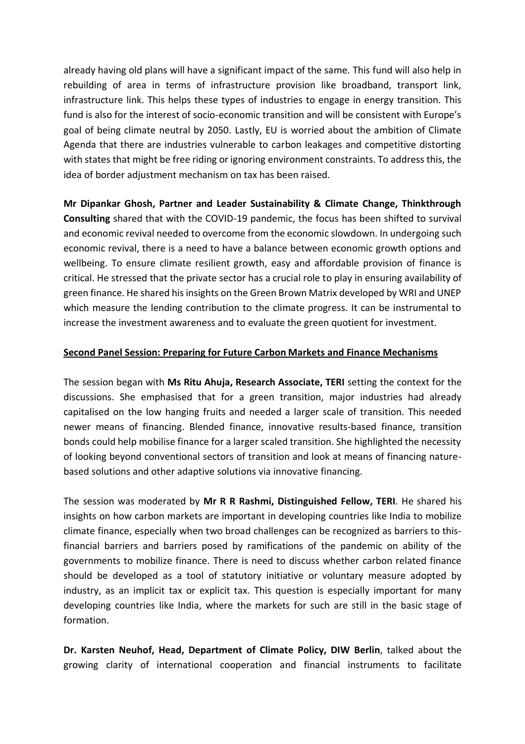already having old plans will have a significant impact of the same. This fund will also help in rebuilding of area in terms of infrastructure provision like broadband, transport link, infrastructure link. This helps these types of industries to engage in energy transition. This fund is also for the interest of socio-economic transition and will be consistent with Europe's goal of being climate neutral by 2050. Lastly, EU is worried about the ambition of Climate Agenda that there are industries vulnerable to carbon leakages and competitive distorting with states that might be free riding or ignoring environment constraints. To address this, the idea of border adjustment mechanism on tax has been raised.

**Mr Dipankar Ghosh, Partner and Leader Sustainability & Climate Change, Thinkthrough Consulting** shared that with the COVID-19 pandemic, the focus has been shifted to survival and economic revival needed to overcome from the economic slowdown. In undergoing such economic revival, there is a need to have a balance between economic growth options and wellbeing. To ensure climate resilient growth, easy and affordable provision of finance is critical. He stressed that the private sector has a crucial role to play in ensuring availability of green finance. He shared his insights on the Green Brown Matrix developed by WRI and UNEP which measure the lending contribution to the climate progress. It can be instrumental to increase the investment awareness and to evaluate the green quotient for investment.

**Second Panel Session: Preparing for Future Carbon Markets and Finance Mechanisms**

The session began with **Ms Ritu Ahuja, Research Associate, TERI** setting the context for the discussions. She emphasised that for a green transition, major industries had already capitalised on the low hanging fruits and needed a larger scale of transition. This needed newer means of financing. Blended finance, innovative results-based finance, transition bonds could help mobilise finance for a larger scaled transition. She highlighted the necessity of looking beyond conventional sectors of transition and look at means of financing nature-based solutions and other adaptive solutions via innovative financing.

The session was moderated by **Mr R R Rashmi, Distinguished Fellow, TERI**. He shared his insights on how carbon markets are important in developing countries like India to mobilize climate finance, especially when two broad challenges can be recognized as barriers to this-financial barriers and barriers posed by ramifications of the pandemic on ability of the governments to mobilize finance. There is need to discuss whether carbon related finance should be developed as a tool of statutory initiative or voluntary measure adopted by industry, as an implicit tax or explicit tax. This question is especially important for many developing countries like India, where the markets for such are still in the basic stage of formation.

**Dr. Karsten Neuhof, Head, Department of Climate Policy, DIW Berlin**, talked about the growing clarity of international cooperation and financial instruments to facilitate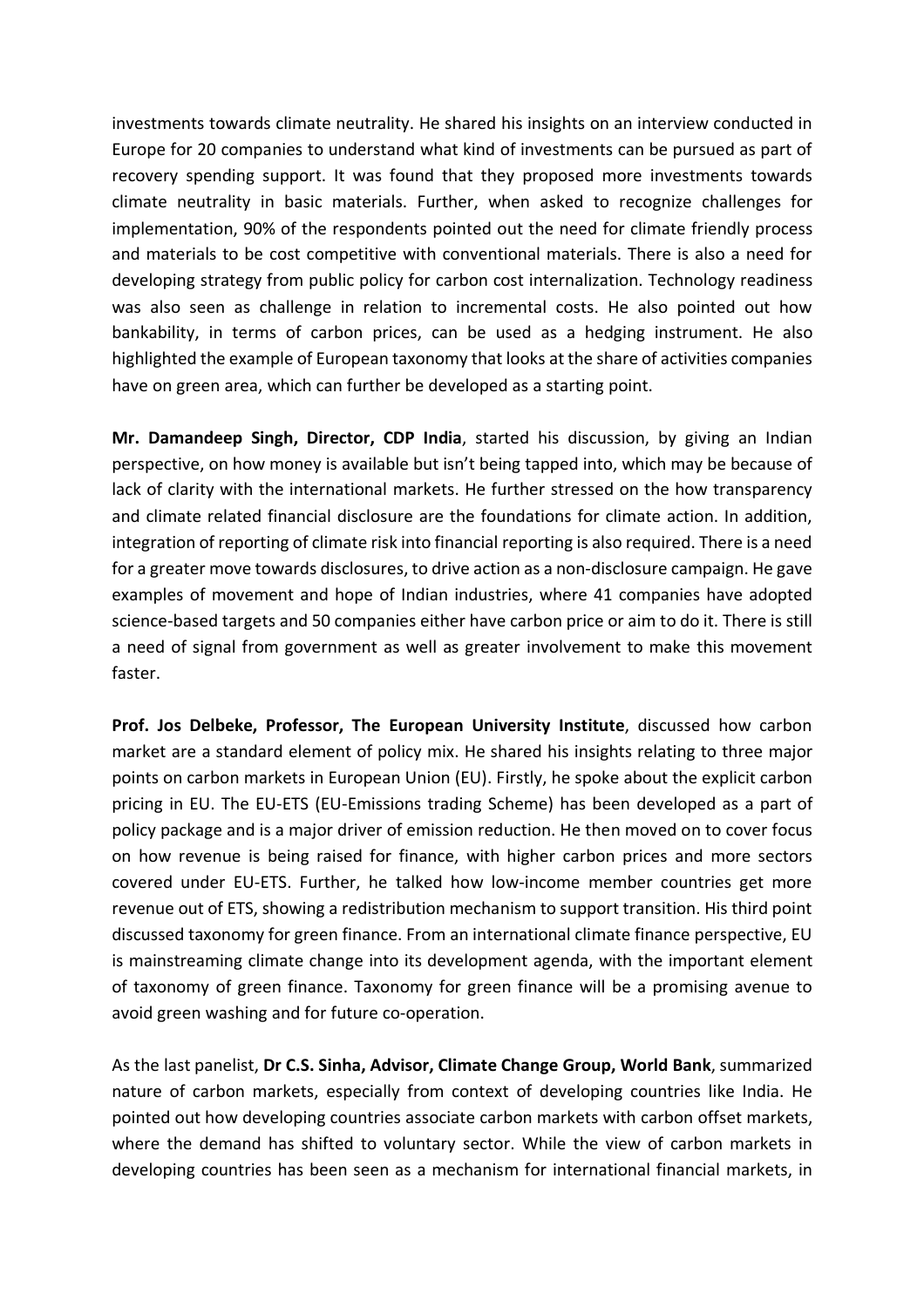investments towards climate neutrality. He shared his insights on an interview conducted in Europe for 20 companies to understand what kind of investments can be pursued as part of recovery spending support. It was found that they proposed more investments towards climate neutrality in basic materials. Further, when asked to recognize challenges for implementation, 90% of the respondents pointed out the need for climate friendly process and materials to be cost competitive with conventional materials. There is also a need for developing strategy from public policy for carbon cost internalization. Technology readiness was also seen as challenge in relation to incremental costs. He also pointed out how bankability, in terms of carbon prices, can be used as a hedging instrument. He also highlighted the example of European taxonomy that looks at the share of activities companies have on green area, which can further be developed as a starting point.

**Mr. Damandeep Singh, Director, CDP India**, started his discussion, by giving an Indian perspective, on how money is available but isn't being tapped into, which may be because of lack of clarity with the international markets. He further stressed on the how transparency and climate related financial disclosure are the foundations for climate action. In addition, integration of reporting of climate risk into financial reporting is also required. There is a need for a greater move towards disclosures, to drive action as a non-disclosure campaign. He gave examples of movement and hope of Indian industries, where 41 companies have adopted science-based targets and 50 companies either have carbon price or aim to do it. There is still a need of signal from government as well as greater involvement to make this movement faster.

**Prof. Jos Delbeke, Professor, The European University Institute**, discussed how carbon market are a standard element of policy mix. He shared his insights relating to three major points on carbon markets in European Union (EU). Firstly, he spoke about the explicit carbon pricing in EU. The EU-ETS (EU-Emissions trading Scheme) has been developed as a part of policy package and is a major driver of emission reduction. He then moved on to cover focus on how revenue is being raised for finance, with higher carbon prices and more sectors covered under EU-ETS. Further, he talked how low-income member countries get more revenue out of ETS, showing a redistribution mechanism to support transition. His third point discussed taxonomy for green finance. From an international climate finance perspective, EU is mainstreaming climate change into its development agenda, with the important element of taxonomy of green finance. Taxonomy for green finance will be a promising avenue to avoid green washing and for future co-operation.

As the last panelist, **Dr C.S. Sinha, Advisor, Climate Change Group, World Bank**, summarized nature of carbon markets, especially from context of developing countries like India. He pointed out how developing countries associate carbon markets with carbon offset markets, where the demand has shifted to voluntary sector. While the view of carbon markets in developing countries has been seen as a mechanism for international financial markets, in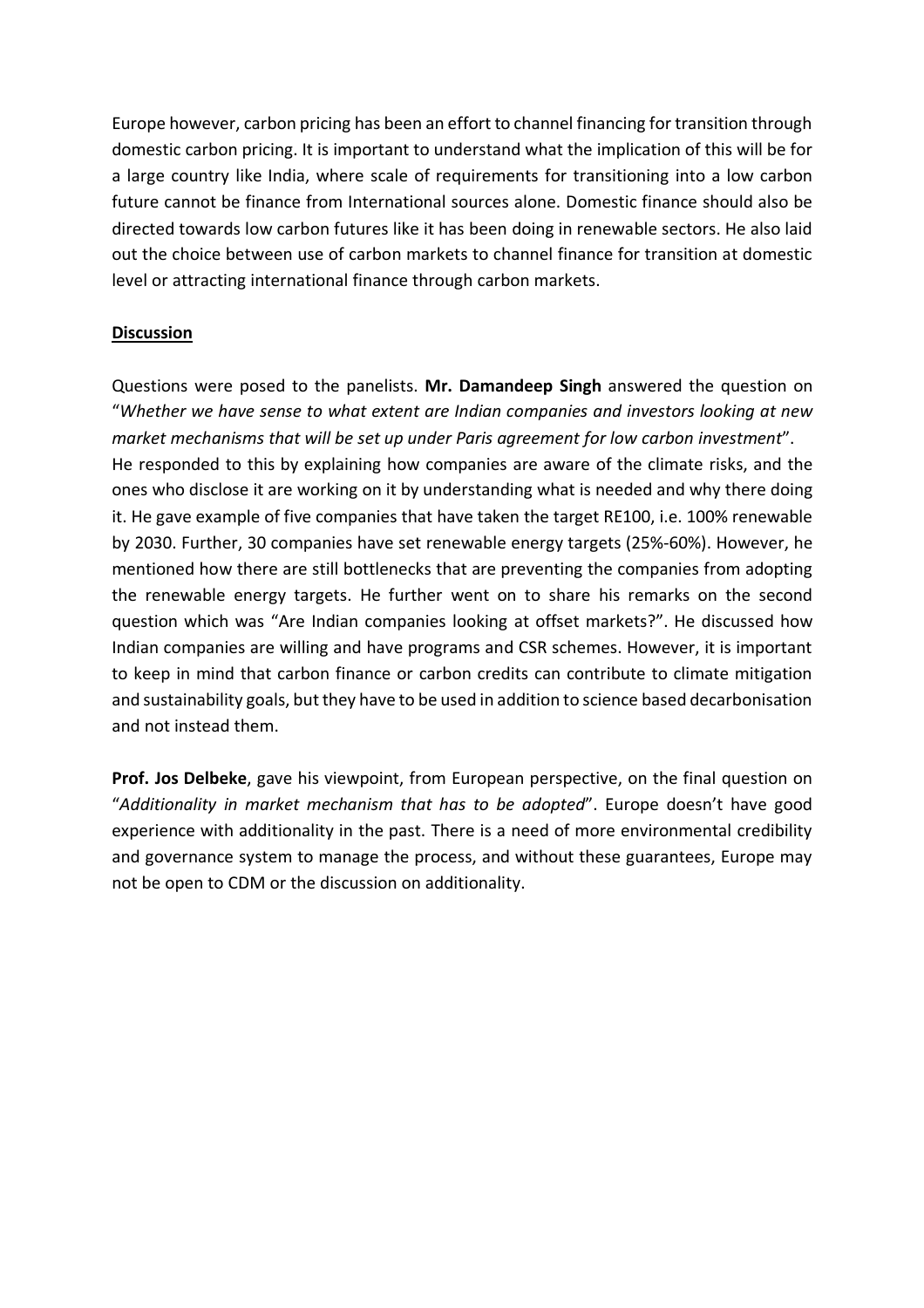Europe however, carbon pricing has been an effort to channel financing for transition through domestic carbon pricing. It is important to understand what the implication of this will be for a large country like India, where scale of requirements for transitioning into a low carbon future cannot be finance from International sources alone. Domestic finance should also be directed towards low carbon futures like it has been doing in renewable sectors. He also laid out the choice between use of carbon markets to channel finance for transition at domestic level or attracting international finance through carbon markets.

**Discussion**

Questions were posed to the panelists. **Mr. Damandeep Singh** answered the question on "*Whether we have sense to what extent are Indian companies and investors looking at new market mechanisms that will be set up under Paris agreement for low carbon investment*".
He responded to this by explaining how companies are aware of the climate risks, and the ones who disclose it are working on it by understanding what is needed and why there doing it. He gave example of five companies that have taken the target RE100, i.e. 100% renewable by 2030. Further, 30 companies have set renewable energy targets (25%-60%). However, he mentioned how there are still bottlenecks that are preventing the companies from adopting the renewable energy targets. He further went on to share his remarks on the second question which was "Are Indian companies looking at offset markets?". He discussed how Indian companies are willing and have programs and CSR schemes. However, it is important to keep in mind that carbon finance or carbon credits can contribute to climate mitigation and sustainability goals, but they have to be used in addition to science based decarbonisation and not instead them.

**Prof. Jos Delbeke**, gave his viewpoint, from European perspective, on the final question on "*Additionality in market mechanism that has to be adopted*". Europe doesn't have good experience with additionality in the past. There is a need of more environmental credibility and governance system to manage the process, and without these guarantees, Europe may not be open to CDM or the discussion on additionality.